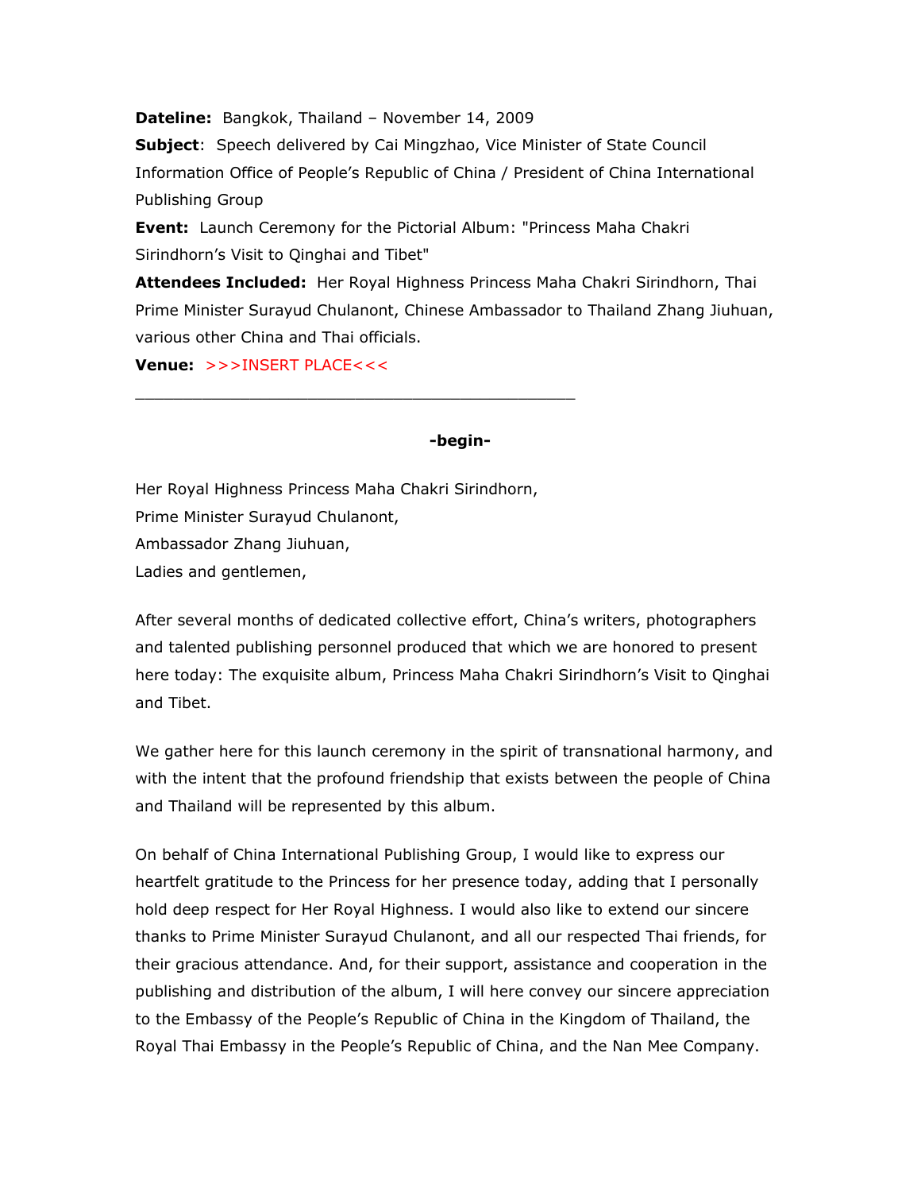**Dateline:** Bangkok, Thailand – November 14, 2009

**Subject**: Speech delivered by Cai Mingzhao, Vice Minister of State Council Information Office of People's Republic of China / President of China International Publishing Group

**Event:** Launch Ceremony for the Pictorial Album: "Princess Maha Chakri Sirindhorn's Visit to Qinghai and Tibet"

**Attendees Included:** Her Royal Highness Princess Maha Chakri Sirindhorn, Thai Prime Minister Surayud Chulanont, Chinese Ambassador to Thailand Zhang Jiuhuan, various other China and Thai officials.

**Venue:** >>>INSERT PLACE<<<

---

**-begin-**

Her Royal Highness Princess Maha Chakri Sirindhorn,
Prime Minister Surayud Chulanont,
Ambassador Zhang Jiuhuan,
Ladies and gentlemen,

After several months of dedicated collective effort, China's writers, photographers and talented publishing personnel produced that which we are honored to present here today: The exquisite album, Princess Maha Chakri Sirindhorn's Visit to Qinghai and Tibet.

We gather here for this launch ceremony in the spirit of transnational harmony, and with the intent that the profound friendship that exists between the people of China and Thailand will be represented by this album.

On behalf of China International Publishing Group, I would like to express our heartfelt gratitude to the Princess for her presence today, adding that I personally hold deep respect for Her Royal Highness. I would also like to extend our sincere thanks to Prime Minister Surayud Chulanont, and all our respected Thai friends, for their gracious attendance. And, for their support, assistance and cooperation in the publishing and distribution of the album, I will here convey our sincere appreciation to the Embassy of the People's Republic of China in the Kingdom of Thailand, the Royal Thai Embassy in the People's Republic of China, and the Nan Mee Company.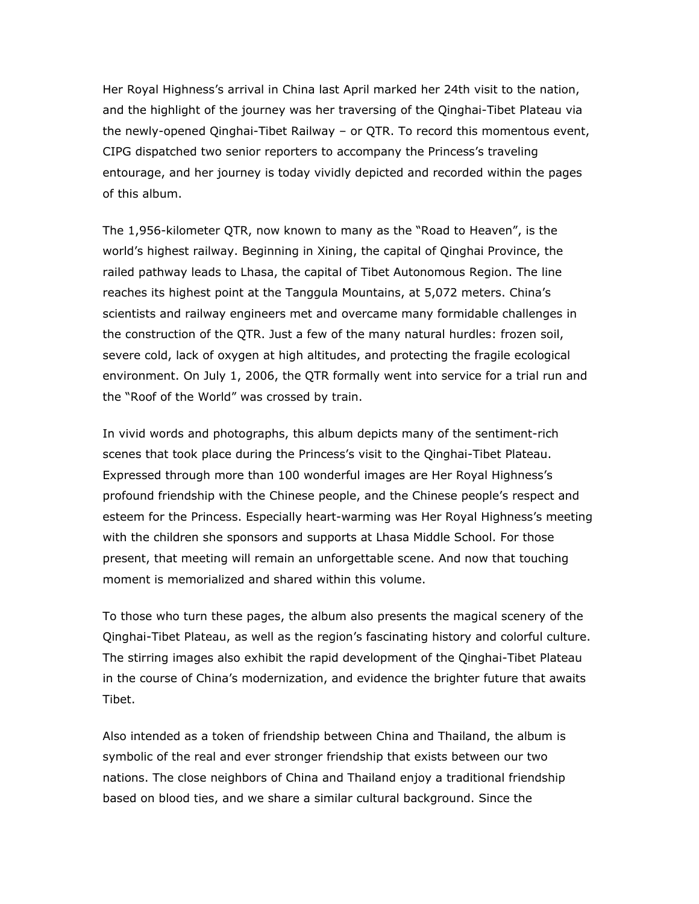Her Royal Highness's arrival in China last April marked her 24th visit to the nation, and the highlight of the journey was her traversing of the Qinghai-Tibet Plateau via the newly-opened Qinghai-Tibet Railway – or QTR. To record this momentous event, CIPG dispatched two senior reporters to accompany the Princess's traveling entourage, and her journey is today vividly depicted and recorded within the pages of this album.

The 1,956-kilometer QTR, now known to many as the "Road to Heaven", is the world's highest railway. Beginning in Xining, the capital of Qinghai Province, the railed pathway leads to Lhasa, the capital of Tibet Autonomous Region. The line reaches its highest point at the Tanggula Mountains, at 5,072 meters. China's scientists and railway engineers met and overcame many formidable challenges in the construction of the QTR. Just a few of the many natural hurdles: frozen soil, severe cold, lack of oxygen at high altitudes, and protecting the fragile ecological environment. On July 1, 2006, the QTR formally went into service for a trial run and the "Roof of the World" was crossed by train.

In vivid words and photographs, this album depicts many of the sentiment-rich scenes that took place during the Princess's visit to the Qinghai-Tibet Plateau. Expressed through more than 100 wonderful images are Her Royal Highness's profound friendship with the Chinese people, and the Chinese people's respect and esteem for the Princess. Especially heart-warming was Her Royal Highness's meeting with the children she sponsors and supports at Lhasa Middle School. For those present, that meeting will remain an unforgettable scene. And now that touching moment is memorialized and shared within this volume.

To those who turn these pages, the album also presents the magical scenery of the Qinghai-Tibet Plateau, as well as the region's fascinating history and colorful culture. The stirring images also exhibit the rapid development of the Qinghai-Tibet Plateau in the course of China's modernization, and evidence the brighter future that awaits Tibet.

Also intended as a token of friendship between China and Thailand, the album is symbolic of the real and ever stronger friendship that exists between our two nations. The close neighbors of China and Thailand enjoy a traditional friendship based on blood ties, and we share a similar cultural background. Since the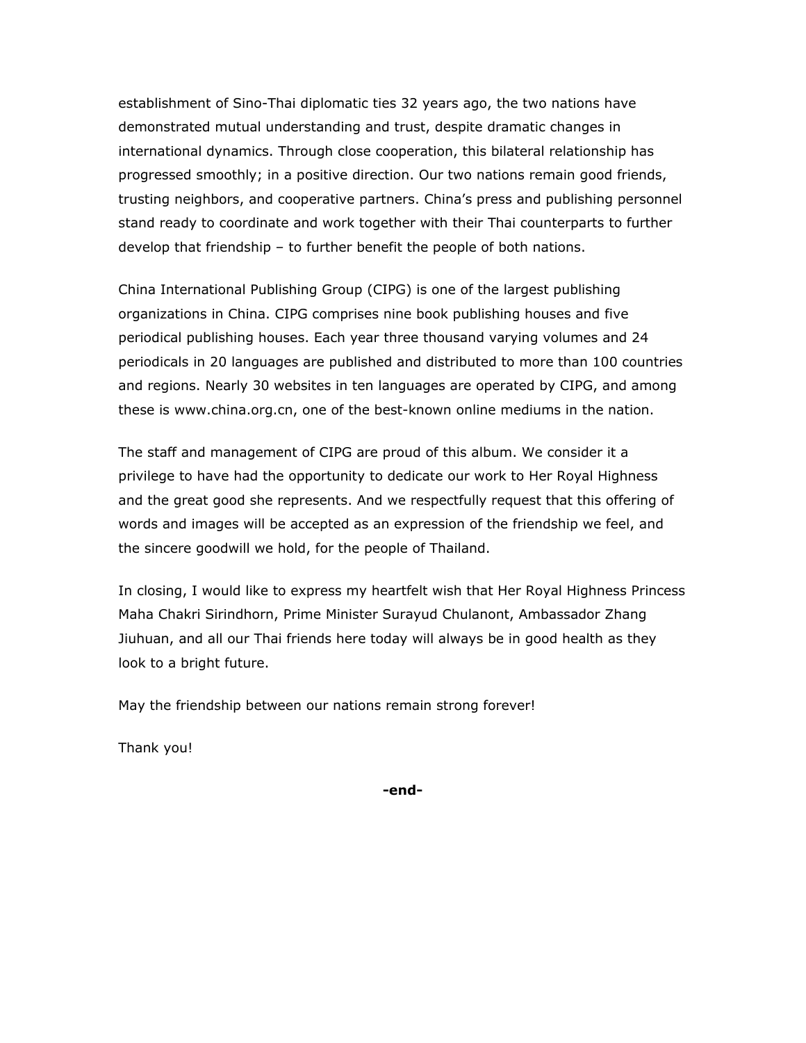establishment of Sino-Thai diplomatic ties 32 years ago, the two nations have demonstrated mutual understanding and trust, despite dramatic changes in international dynamics. Through close cooperation, this bilateral relationship has progressed smoothly; in a positive direction. Our two nations remain good friends, trusting neighbors, and cooperative partners. China's press and publishing personnel stand ready to coordinate and work together with their Thai counterparts to further develop that friendship – to further benefit the people of both nations.

China International Publishing Group (CIPG) is one of the largest publishing organizations in China. CIPG comprises nine book publishing houses and five periodical publishing houses. Each year three thousand varying volumes and 24 periodicals in 20 languages are published and distributed to more than 100 countries and regions. Nearly 30 websites in ten languages are operated by CIPG, and among these is www.china.org.cn, one of the best-known online mediums in the nation.

The staff and management of CIPG are proud of this album. We consider it a privilege to have had the opportunity to dedicate our work to Her Royal Highness and the great good she represents. And we respectfully request that this offering of words and images will be accepted as an expression of the friendship we feel, and the sincere goodwill we hold, for the people of Thailand.

In closing, I would like to express my heartfelt wish that Her Royal Highness Princess Maha Chakri Sirindhorn, Prime Minister Surayud Chulanont, Ambassador Zhang Jiuhuan, and all our Thai friends here today will always be in good health as they look to a bright future.

May the friendship between our nations remain strong forever!

Thank you!

**-end-**